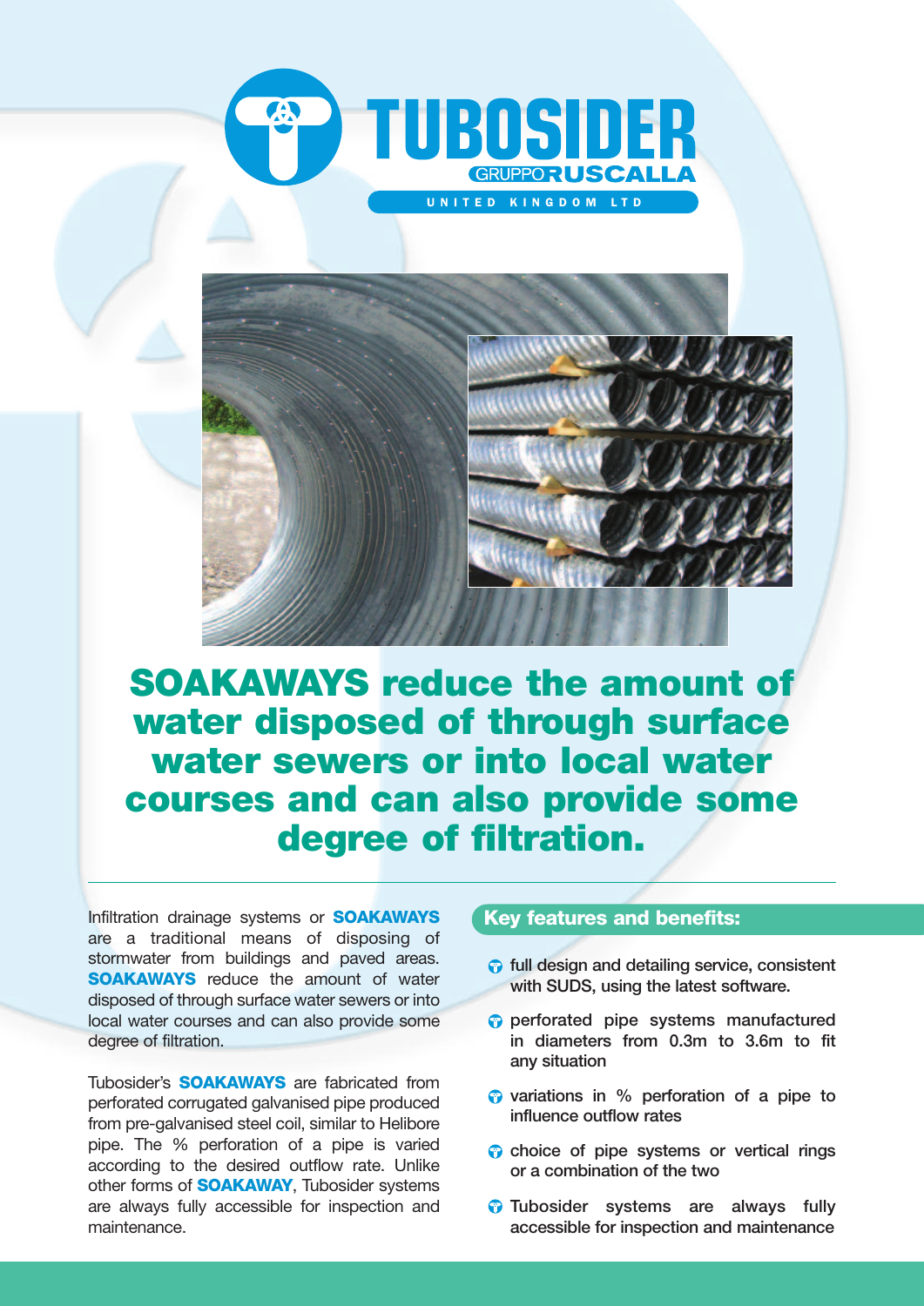# TUBOSIDER

GRUPPO RUSCALLA

UNITED KINGDOM LTD

## SOAKAWAYS reduce the amount of water disposed of through surface water sewers or into local water courses and can also provide some degree of filtration.

Infiltration drainage systems or **SOAKAWAYS** are a traditional means of disposing of stormwater from buildings and paved areas. **SOAKAWAYS** reduce the amount of water disposed of through surface water sewers or into local water courses and can also provide some degree of filtration.

Tubosider's **SOAKAWAYS** are fabricated from perforated corrugated galvanised pipe produced from pre-galvanised steel coil, similar to Helibore pipe. The % perforation of a pipe is varied according to the desired outflow rate. Unlike other forms of **SOAKAWAY**, Tubosider systems are always fully accessible for inspection and maintenance.

### Key features and benefits:

- **full design and detailing service, consistent with SUDS, using the latest software.**
- perforated pipe systems manufactured in diameters from 0.3m to 3.6m to fit any situation
- variations in % perforation of a pipe to influence outflow rates
- choice of pipe systems or vertical rings or a combination of the two
- Tubosider systems are always fully accessible for inspection and maintenance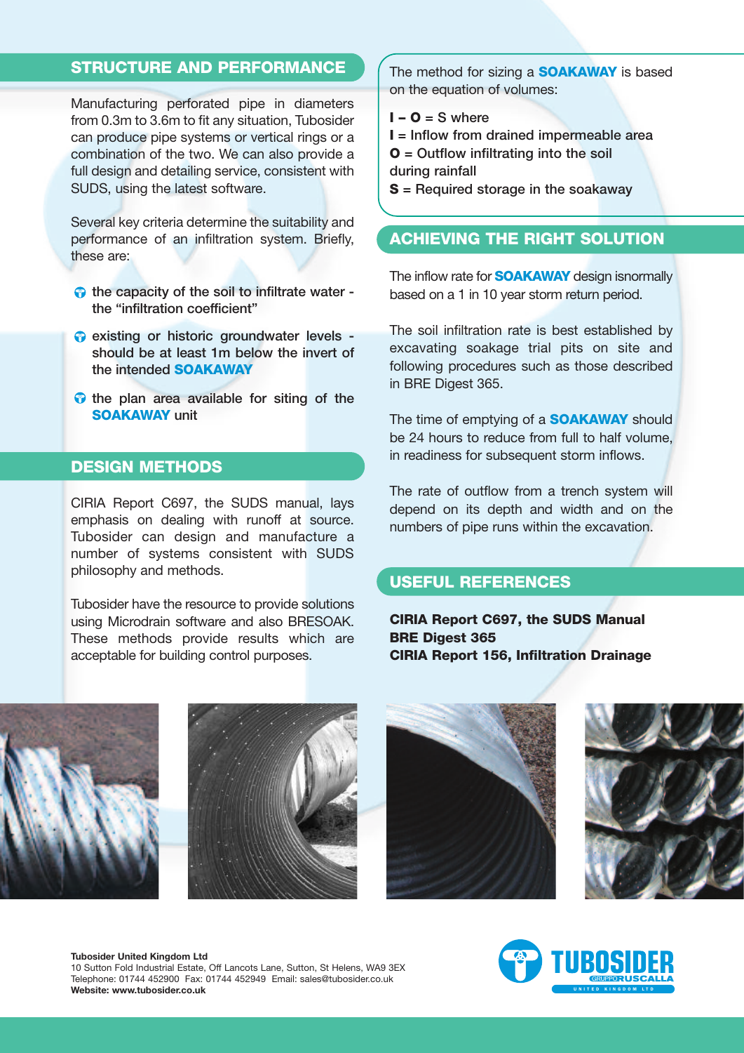## STRUCTURE AND PERFORMANCE

Manufacturing perforated pipe in diameters from 0.3m to 3.6m to fit any situation, Tubosider can produce pipe systems or vertical rings or a combination of the two. We can also provide a full design and detailing service, consistent with SUDS, using the latest software.

Several key criteria determine the suitability and performance of an infiltration system. Briefly, these are:

- the capacity of the soil to infiltrate water - the "infiltration coefficient"
- existing or historic groundwater levels - should be at least 1m below the invert of the intended **SOAKAWAY**
- the plan area available for siting of the **SOAKAWAY** unit

## DESIGN METHODS

CIRIA Report C697, the SUDS manual, lays emphasis on dealing with runoff at source. Tubosider can design and manufacture a number of systems consistent with SUDS philosophy and methods.

Tubosider have the resource to provide solutions using Microdrain software and also BRESOAK. These methods provide results which are acceptable for building control purposes.

The method for sizing a **SOAKAWAY** is based on the equation of volumes:

**I – O** = S where
**I** = Inflow from drained impermeable area
**O** = Outflow infiltrating into the soil during rainfall
**S** = Required storage in the soakaway

## ACHIEVING THE RIGHT SOLUTION

The inflow rate for **SOAKAWAY** design isnormally based on a 1 in 10 year storm return period.

The soil infiltration rate is best established by excavating soakage trial pits on site and following procedures such as those described in BRE Digest 365.

The time of emptying of a **SOAKAWAY** should be 24 hours to reduce from full to half volume, in readiness for subsequent storm inflows.

The rate of outflow from a trench system will depend on its depth and width and on the numbers of pipe runs within the excavation.

## USEFUL REFERENCES

**CIRIA Report C697, the SUDS Manual**
**BRE Digest 365**
**CIRIA Report 156, Infiltration Drainage**

**Tubosider United Kingdom Ltd**
10 Sutton Fold Industrial Estate, Off Lancots Lane, Sutton, St Helens, WA9 3EX
Telephone: 01744 452900 Fax: 01744 452949 Email: sales@tubosider.co.uk
**Website: www.tubosider.co.uk**

TUBOSIDER GRUPPO RUSCALLA UNITED KINGDOM LTD